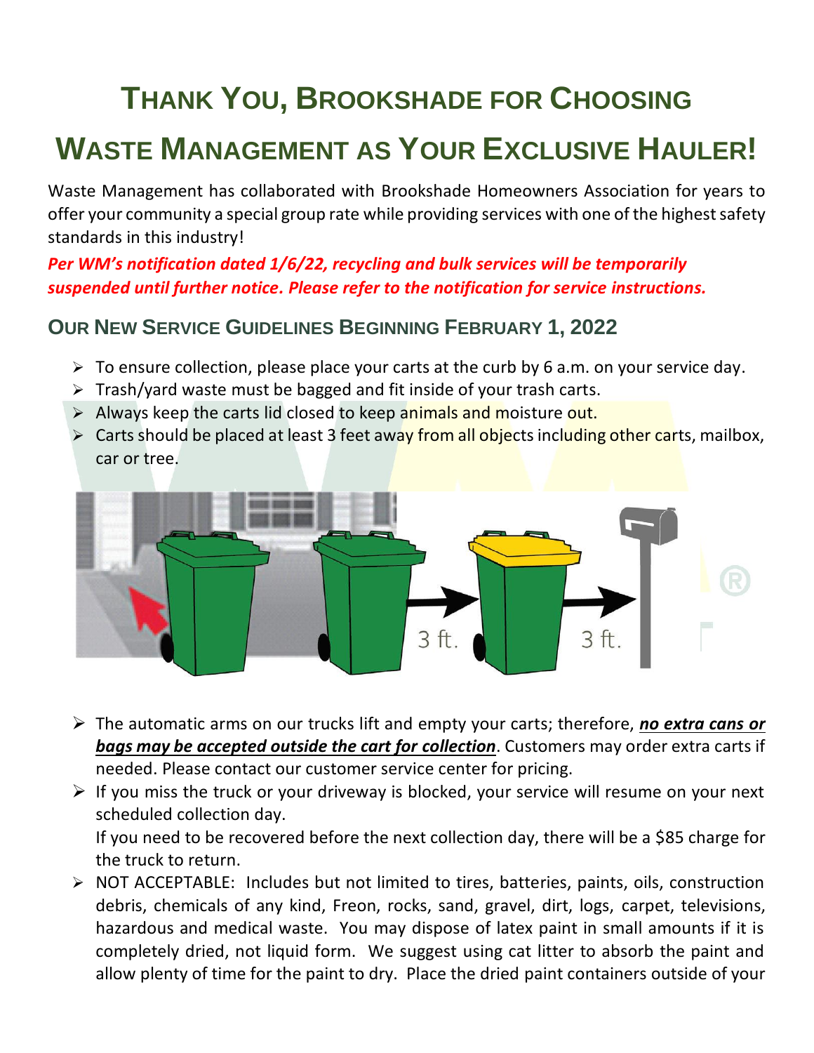# Thank You, Brookshade for Choosing Waste Management as Your Exclusive Hauler!

Waste Management has collaborated with Brookshade Homeowners Association for years to offer your community a special group rate while providing services with one of the highest safety standards in this industry!

***Per WM's notification dated 1/6/22, recycling and bulk services will be temporarily suspended until further notice. Please refer to the notification for service instructions.***

## Our New Service Guidelines Beginning February 1, 2022

- To ensure collection, please place your carts at the curb by 6 a.m. on your service day.
- Trash/yard waste must be bagged and fit inside of your trash carts.
- Always keep the carts lid closed to keep animals and moisture out.
- Carts should be placed at least 3 feet away from all objects including other carts, mailbox, car or tree.

3 ft. 3 ft.

- The automatic arms on our trucks lift and empty your carts; therefore, ***no extra cans or bags may be accepted outside the cart for collection***. Customers may order extra carts if needed. Please contact our customer service center for pricing.
- If you miss the truck or your driveway is blocked, your service will resume on your next scheduled collection day.

  If you need to be recovered before the next collection day, there will be a $85 charge for the truck to return.
- NOT ACCEPTABLE: Includes but not limited to tires, batteries, paints, oils, construction debris, chemicals of any kind, Freon, rocks, sand, gravel, dirt, logs, carpet, televisions, hazardous and medical waste. You may dispose of latex paint in small amounts if it is completely dried, not liquid form. We suggest using cat litter to absorb the paint and allow plenty of time for the paint to dry. Place the dried paint containers outside of your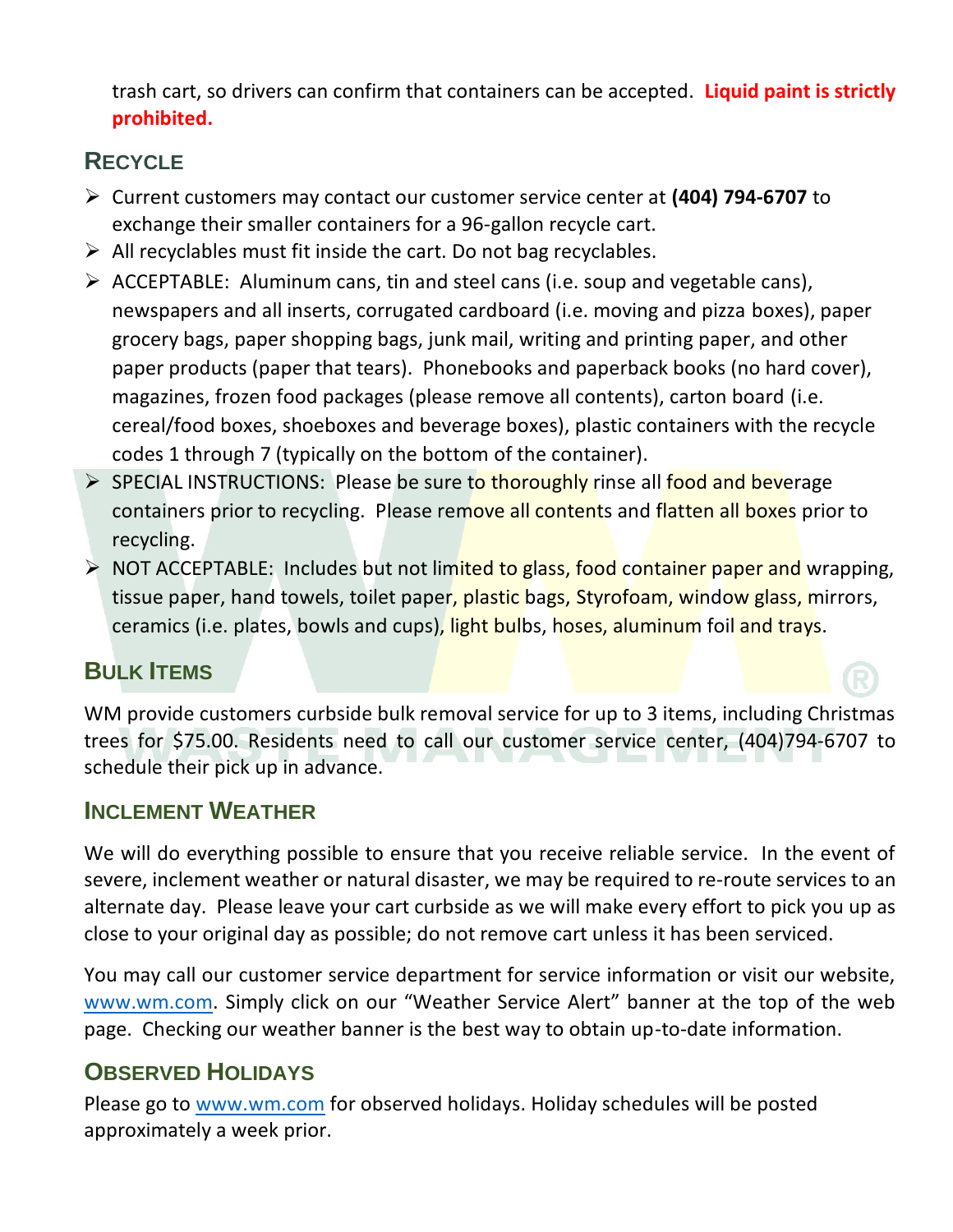trash cart, so drivers can confirm that containers can be accepted. **Liquid paint is strictly prohibited.**

## RECYCLE

- Current customers may contact our customer service center at **(404) 794-6707** to exchange their smaller containers for a 96-gallon recycle cart.
- All recyclables must fit inside the cart. Do not bag recyclables.
- ACCEPTABLE: Aluminum cans, tin and steel cans (i.e. soup and vegetable cans), newspapers and all inserts, corrugated cardboard (i.e. moving and pizza boxes), paper grocery bags, paper shopping bags, junk mail, writing and printing paper, and other paper products (paper that tears). Phonebooks and paperback books (no hard cover), magazines, frozen food packages (please remove all contents), carton board (i.e. cereal/food boxes, shoeboxes and beverage boxes), plastic containers with the recycle codes 1 through 7 (typically on the bottom of the container).
- SPECIAL INSTRUCTIONS: Please be sure to thoroughly rinse all food and beverage containers prior to recycling. Please remove all contents and flatten all boxes prior to recycling.
- NOT ACCEPTABLE: Includes but not limited to glass, food container paper and wrapping, tissue paper, hand towels, toilet paper, plastic bags, Styrofoam, window glass, mirrors, ceramics (i.e. plates, bowls and cups), light bulbs, hoses, aluminum foil and trays.

## BULK ITEMS

WM provide customers curbside bulk removal service for up to 3 items, including Christmas trees for $75.00. Residents need to call our customer service center, (404)794-6707 to schedule their pick up in advance.

## INCLEMENT WEATHER

We will do everything possible to ensure that you receive reliable service. In the event of severe, inclement weather or natural disaster, we may be required to re-route services to an alternate day. Please leave your cart curbside as we will make every effort to pick you up as close to your original day as possible; do not remove cart unless it has been serviced.

You may call our customer service department for service information or visit our website, www.wm.com. Simply click on our "Weather Service Alert" banner at the top of the web page. Checking our weather banner is the best way to obtain up-to-date information.

## OBSERVED HOLIDAYS

Please go to www.wm.com for observed holidays. Holiday schedules will be posted approximately a week prior.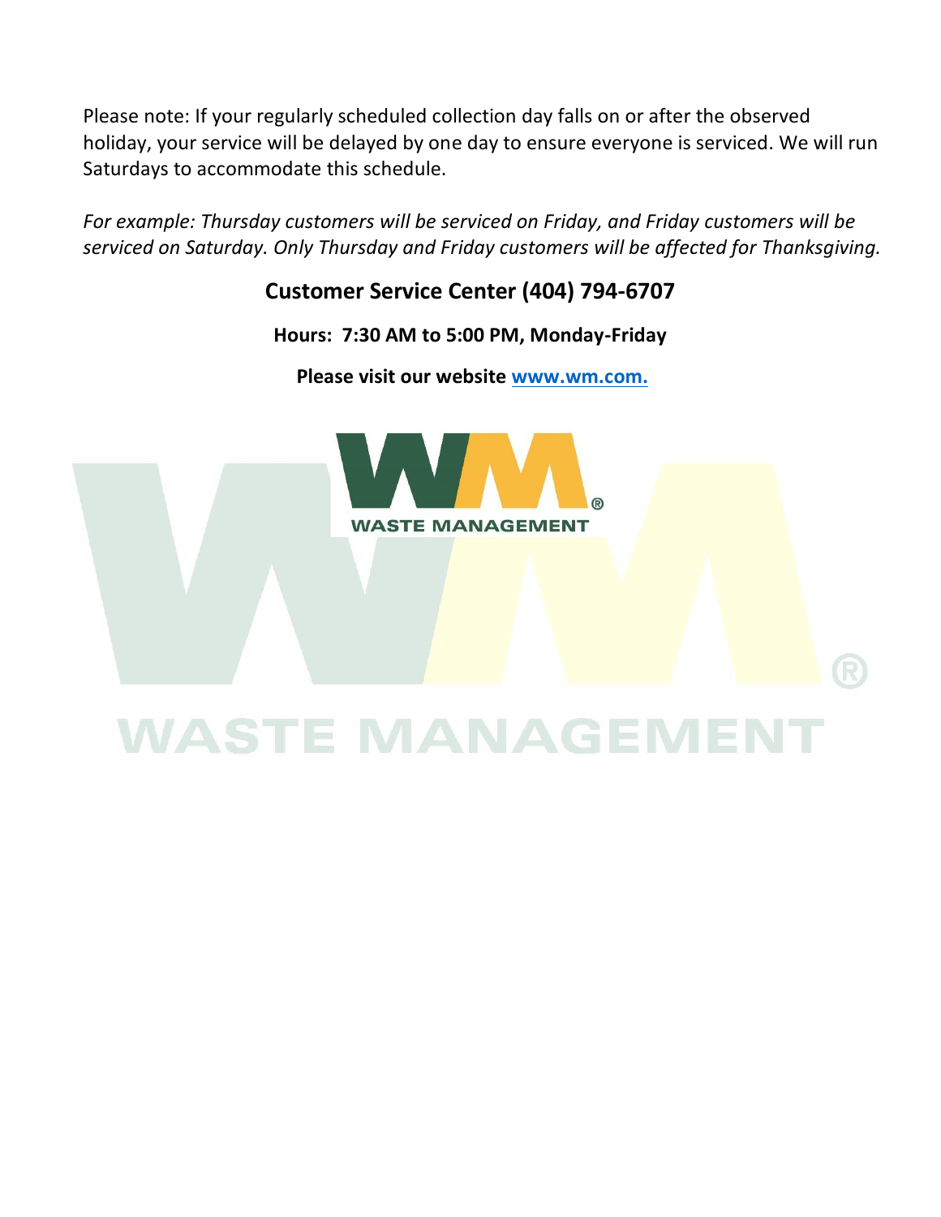Please note: If your regularly scheduled collection day falls on or after the observed holiday, your service will be delayed by one day to ensure everyone is serviced. We will run Saturdays to accommodate this schedule.

*For example: Thursday customers will be serviced on Friday, and Friday customers will be serviced on Saturday. Only Thursday and Friday customers will be affected for Thanksgiving.*

**Customer Service Center (404) 794-6707**

**Hours: 7:30 AM to 5:00 PM, Monday-Friday**

**Please visit our website [www.wm.com.](http://www.wm.com)**